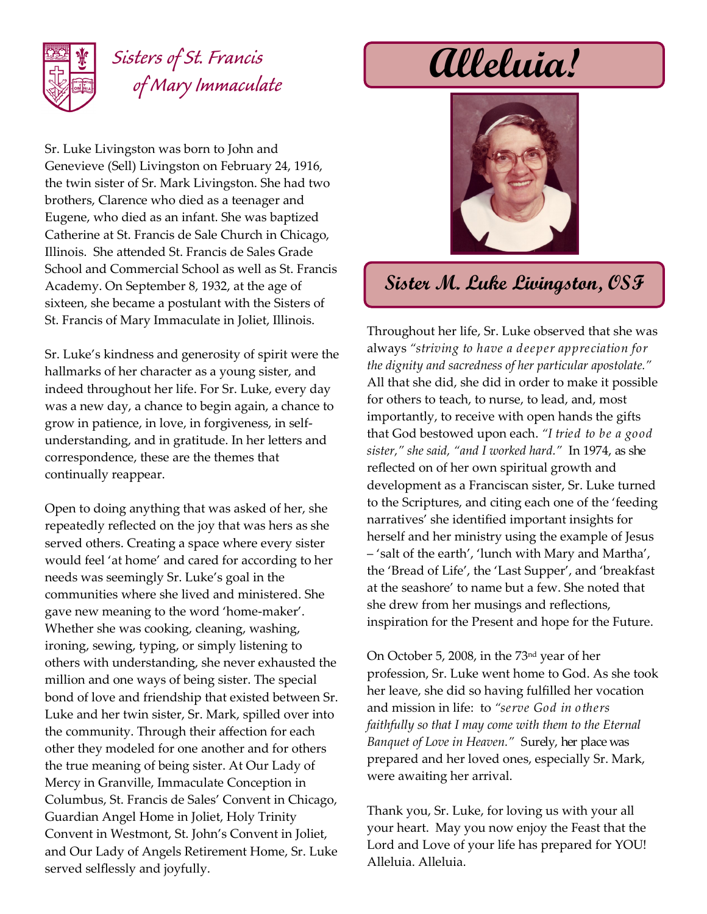# Sisters of St. Francis of Mary Immaculate

# Alleluia!

## Sister M. Luke Livingston, OSF

Sr. Luke Livingston was born to John and Genevieve (Sell) Livingston on February 24, 1916, the twin sister of Sr. Mark Livingston. She had two brothers, Clarence who died as a teenager and Eugene, who died as an infant. She was baptized Catherine at St. Francis de Sale Church in Chicago, Illinois. She attended St. Francis de Sales Grade School and Commercial School as well as St. Francis Academy. On September 8, 1932, at the age of sixteen, she became a postulant with the Sisters of St. Francis of Mary Immaculate in Joliet, Illinois.

Sr. Luke's kindness and generosity of spirit were the hallmarks of her character as a young sister, and indeed throughout her life. For Sr. Luke, every day was a new day, a chance to begin again, a chance to grow in patience, in love, in forgiveness, in self-understanding, and in gratitude. In her letters and correspondence, these are the themes that continually reappear.

Open to doing anything that was asked of her, she repeatedly reflected on the joy that was hers as she served others. Creating a space where every sister would feel 'at home' and cared for according to her needs was seemingly Sr. Luke's goal in the communities where she lived and ministered. She gave new meaning to the word 'home-maker'. Whether she was cooking, cleaning, washing, ironing, sewing, typing, or simply listening to others with understanding, she never exhausted the million and one ways of being sister. The special bond of love and friendship that existed between Sr. Luke and her twin sister, Sr. Mark, spilled over into the community. Through their affection for each other they modeled for one another and for others the true meaning of being sister. At Our Lady of Mercy in Granville, Immaculate Conception in Columbus, St. Francis de Sales' Convent in Chicago, Guardian Angel Home in Joliet, Holy Trinity Convent in Westmont, St. John's Convent in Joliet, and Our Lady of Angels Retirement Home, Sr. Luke served selflessly and joyfully.

Throughout her life, Sr. Luke observed that she was always *"striving to have a deeper appreciation for the dignity and sacredness of her particular apostolate."* All that she did, she did in order to make it possible for others to teach, to nurse, to lead, and, most importantly, to receive with open hands the gifts that God bestowed upon each. *"I tried to be a good sister," she said, "and I worked hard."* In 1974, as she reflected on of her own spiritual growth and development as a Franciscan sister, Sr. Luke turned to the Scriptures, and citing each one of the 'feeding narratives' she identified important insights for herself and her ministry using the example of Jesus – 'salt of the earth', 'lunch with Mary and Martha', the 'Bread of Life', the 'Last Supper', and 'breakfast at the seashore' to name but a few. She noted that she drew from her musings and reflections, inspiration for the Present and hope for the Future.

On October 5, 2008, in the 73rd year of her profession, Sr. Luke went home to God. As she took her leave, she did so having fulfilled her vocation and mission in life: to *"serve God in others faithfully so that I may come with them to the Eternal Banquet of Love in Heaven."* Surely, her place was prepared and her loved ones, especially Sr. Mark, were awaiting her arrival.

Thank you, Sr. Luke, for loving us with your all your heart. May you now enjoy the Feast that the Lord and Love of your life has prepared for YOU! Alleluia. Alleluia.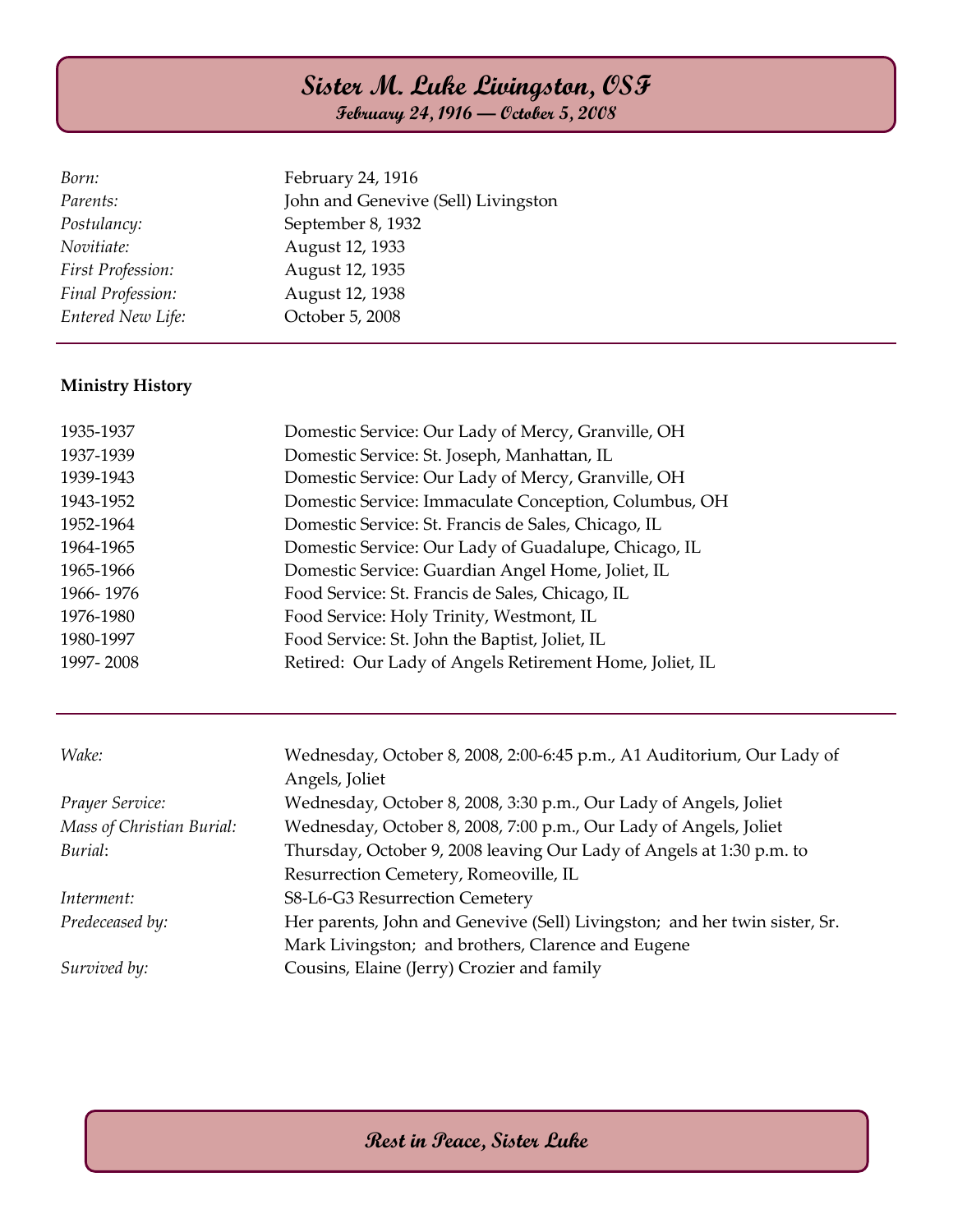# Sister M. Luke Livingston, OSF

**February 24, 1916 — October 5, 2008**

| | |
|---|---|
| *Born:* | February 24, 1916 |
| *Parents:* | John and Genevive (Sell) Livingston |
| *Postulancy:* | September 8, 1932 |
| *Novitiate:* | August 12, 1933 |
| *First Profession:* | August 12, 1935 |
| *Final Profession:* | August 12, 1938 |
| *Entered New Life:* | October 5, 2008 |

## Ministry History

| | |
|---|---|
| 1935-1937 | Domestic Service: Our Lady of Mercy, Granville, OH |
| 1937-1939 | Domestic Service: St. Joseph, Manhattan, IL |
| 1939-1943 | Domestic Service: Our Lady of Mercy, Granville, OH |
| 1943-1952 | Domestic Service: Immaculate Conception, Columbus, OH |
| 1952-1964 | Domestic Service: St. Francis de Sales, Chicago, IL |
| 1964-1965 | Domestic Service: Our Lady of Guadalupe, Chicago, IL |
| 1965-1966 | Domestic Service: Guardian Angel Home, Joliet, IL |
| 1966- 1976 | Food Service: St. Francis de Sales, Chicago, IL |
| 1976-1980 | Food Service: Holy Trinity, Westmont, IL |
| 1980-1997 | Food Service: St. John the Baptist, Joliet, IL |
| 1997- 2008 | Retired: Our Lady of Angels Retirement Home, Joliet, IL |

| | |
|---|---|
| *Wake:* | Wednesday, October 8, 2008, 2:00-6:45 p.m., A1 Auditorium, Our Lady of Angels, Joliet |
| *Prayer Service:* | Wednesday, October 8, 2008, 3:30 p.m., Our Lady of Angels, Joliet |
| *Mass of Christian Burial:* | Wednesday, October 8, 2008, 7:00 p.m., Our Lady of Angels, Joliet |
| *Burial*: | Thursday, October 9, 2008 leaving Our Lady of Angels at 1:30 p.m. to Resurrection Cemetery, Romeoville, IL |
| *Interment:* | S8-L6-G3 Resurrection Cemetery |
| *Predeceased by:* | Her parents, John and Genevive (Sell) Livingston; and her twin sister, Sr. Mark Livingston; and brothers, Clarence and Eugene |
| *Survived by:* | Cousins, Elaine (Jerry) Crozier and family |

**Rest in Peace, Sister Luke**